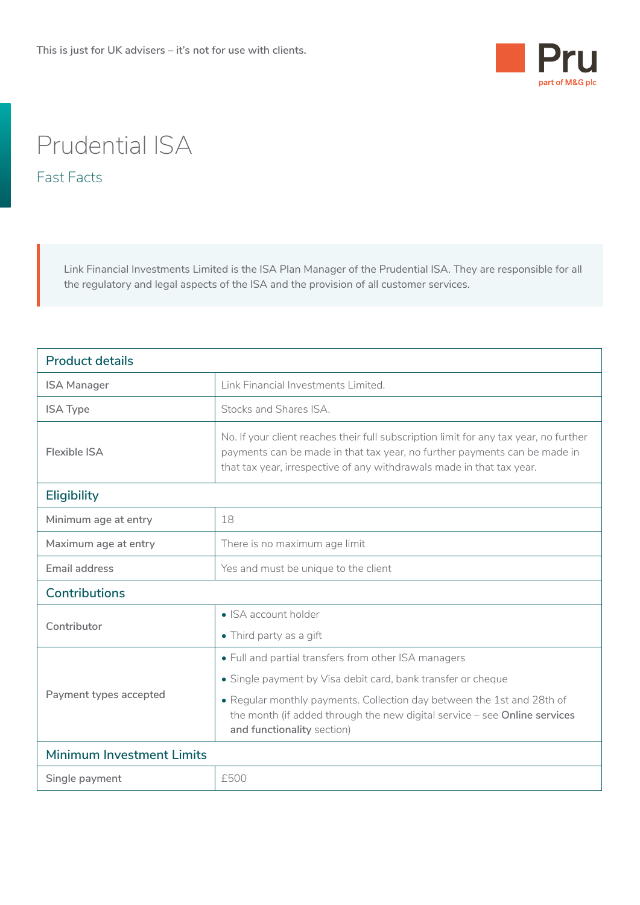This is just for UK advisers – it's not for use with clients.

# Prudential ISA

## Fast Facts

Link Financial Investments Limited is the ISA Plan Manager of the Prudential ISA. They are responsible for all the regulatory and legal aspects of the ISA and the provision of all customer services.

| Product details | |
|---|---|
| ISA Manager | Link Financial Investments Limited. |
| ISA Type | Stocks and Shares ISA. |
| Flexible ISA | No. If your client reaches their full subscription limit for any tax year, no further payments can be made in that tax year, no further payments can be made in that tax year, irrespective of any withdrawals made in that tax year. |
| **Eligibility** | |
| Minimum age at entry | 18 |
| Maximum age at entry | There is no maximum age limit |
| Email address | Yes and must be unique to the client |
| **Contributions** | |
| Contributor | • ISA account holder<br>• Third party as a gift |
| Payment types accepted | • Full and partial transfers from other ISA managers<br>• Single payment by Visa debit card, bank transfer or cheque<br>• Regular monthly payments. Collection day between the 1st and 28th of the month (if added through the new digital service – see **Online services and functionality** section) |
| **Minimum Investment Limits** | |
| Single payment | £500 |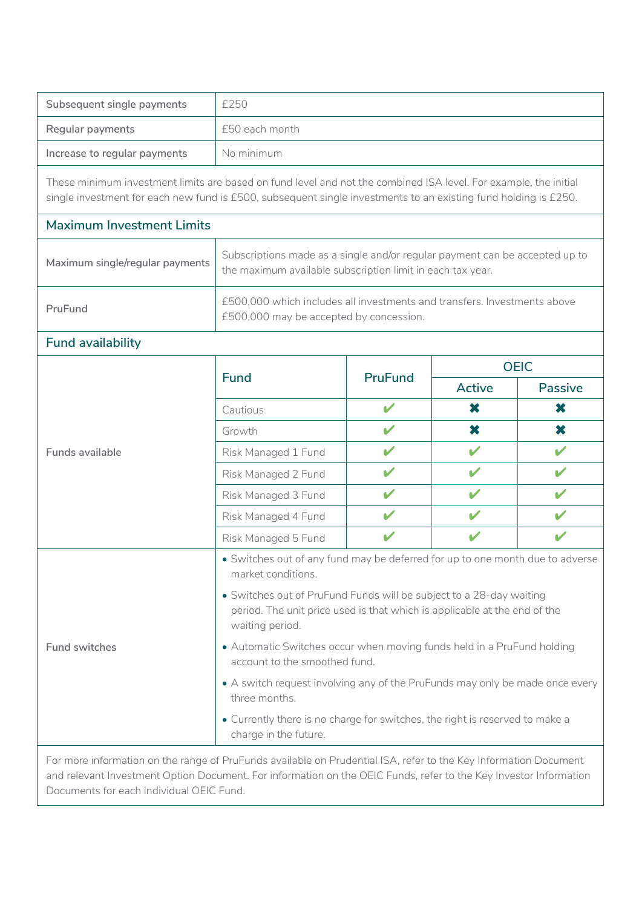| | |
|---|---|
| Subsequent single payments | £250 |
| Regular payments | £50 each month |
| Increase to regular payments | No minimum |

These minimum investment limits are based on fund level and not the combined ISA level. For example, the initial single investment for each new fund is £500, subsequent single investments to an existing fund holding is £250.

## Maximum Investment Limits

| | |
|---|---|
| Maximum single/regular payments | Subscriptions made as a single and/or regular payment can be accepted up to the maximum available subscription limit in each tax year. |
| PruFund | £500,000 which includes all investments and transfers. Investments above £500,000 may be accepted by concession. |

## Fund availability

**Funds available**

| Fund | PruFund | OEIC | |
|---|---|---|---|
| | | Active | Passive |
| Cautious | ✔ | ✖ | ✖ |
| Growth | ✔ | ✖ | ✖ |
| Risk Managed 1 Fund | ✔ | ✔ | ✔ |
| Risk Managed 2 Fund | ✔ | ✔ | ✔ |
| Risk Managed 3 Fund | ✔ | ✔ | ✔ |
| Risk Managed 4 Fund | ✔ | ✔ | ✔ |
| Risk Managed 5 Fund | ✔ | ✔ | ✔ |

**Fund switches**

- Switches out of any fund may be deferred for up to one month due to adverse market conditions.
- Switches out of PruFund Funds will be subject to a 28-day waiting period. The unit price used is that which is applicable at the end of the waiting period.
- Automatic Switches occur when moving funds held in a PruFund holding account to the smoothed fund.
- A switch request involving any of the PruFunds may only be made once every three months.
- Currently there is no charge for switches, the right is reserved to make a charge in the future.

For more information on the range of PruFunds available on Prudential ISA, refer to the Key Information Document and relevant Investment Option Document. For information on the OEIC Funds, refer to the Key Investor Information Documents for each individual OEIC Fund.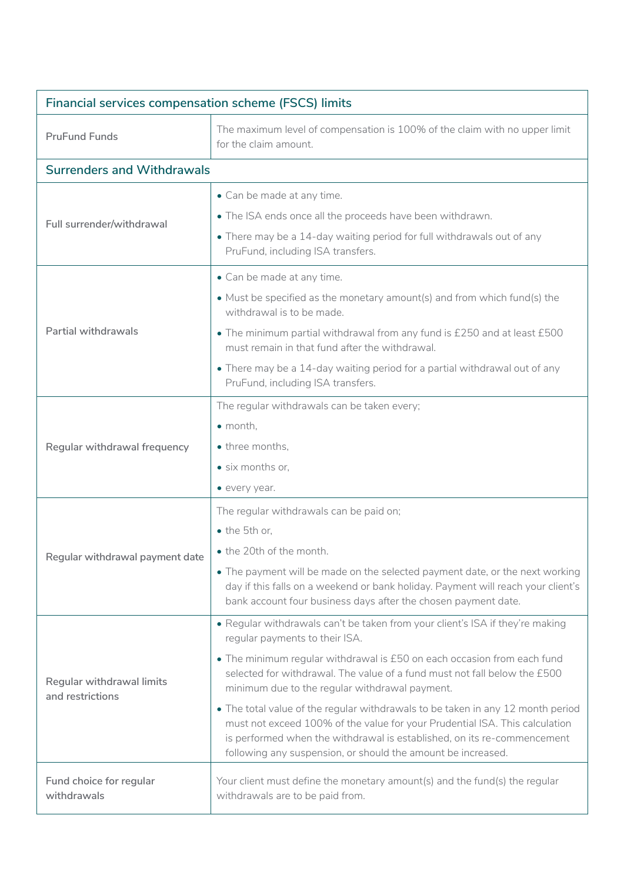| Financial services compensation scheme (FSCS) limits | |
|---|---|
| PruFund Funds | The maximum level of compensation is 100% of the claim with no upper limit for the claim amount. |
| **Surrenders and Withdrawals** | |
| Full surrender/withdrawal | • Can be made at any time.<br>• The ISA ends once all the proceeds have been withdrawn.<br>• There may be a 14-day waiting period for full withdrawals out of any PruFund, including ISA transfers. |
| Partial withdrawals | • Can be made at any time.<br>• Must be specified as the monetary amount(s) and from which fund(s) the withdrawal is to be made.<br>• The minimum partial withdrawal from any fund is £250 and at least £500 must remain in that fund after the withdrawal.<br>• There may be a 14-day waiting period for a partial withdrawal out of any PruFund, including ISA transfers. |
| Regular withdrawal frequency | The regular withdrawals can be taken every;<br>• month,<br>• three months,<br>• six months or,<br>• every year. |
| Regular withdrawal payment date | The regular withdrawals can be paid on;<br>• the 5th or,<br>• the 20th of the month.<br>• The payment will be made on the selected payment date, or the next working day if this falls on a weekend or bank holiday. Payment will reach your client's bank account four business days after the chosen payment date. |
| Regular withdrawal limits and restrictions | • Regular withdrawals can't be taken from your client's ISA if they're making regular payments to their ISA.<br>• The minimum regular withdrawal is £50 on each occasion from each fund selected for withdrawal. The value of a fund must not fall below the £500 minimum due to the regular withdrawal payment.<br>• The total value of the regular withdrawals to be taken in any 12 month period must not exceed 100% of the value for your Prudential ISA. This calculation is performed when the withdrawal is established, on its re-commencement following any suspension, or should the amount be increased. |
| Fund choice for regular withdrawals | Your client must define the monetary amount(s) and the fund(s) the regular withdrawals are to be paid from. |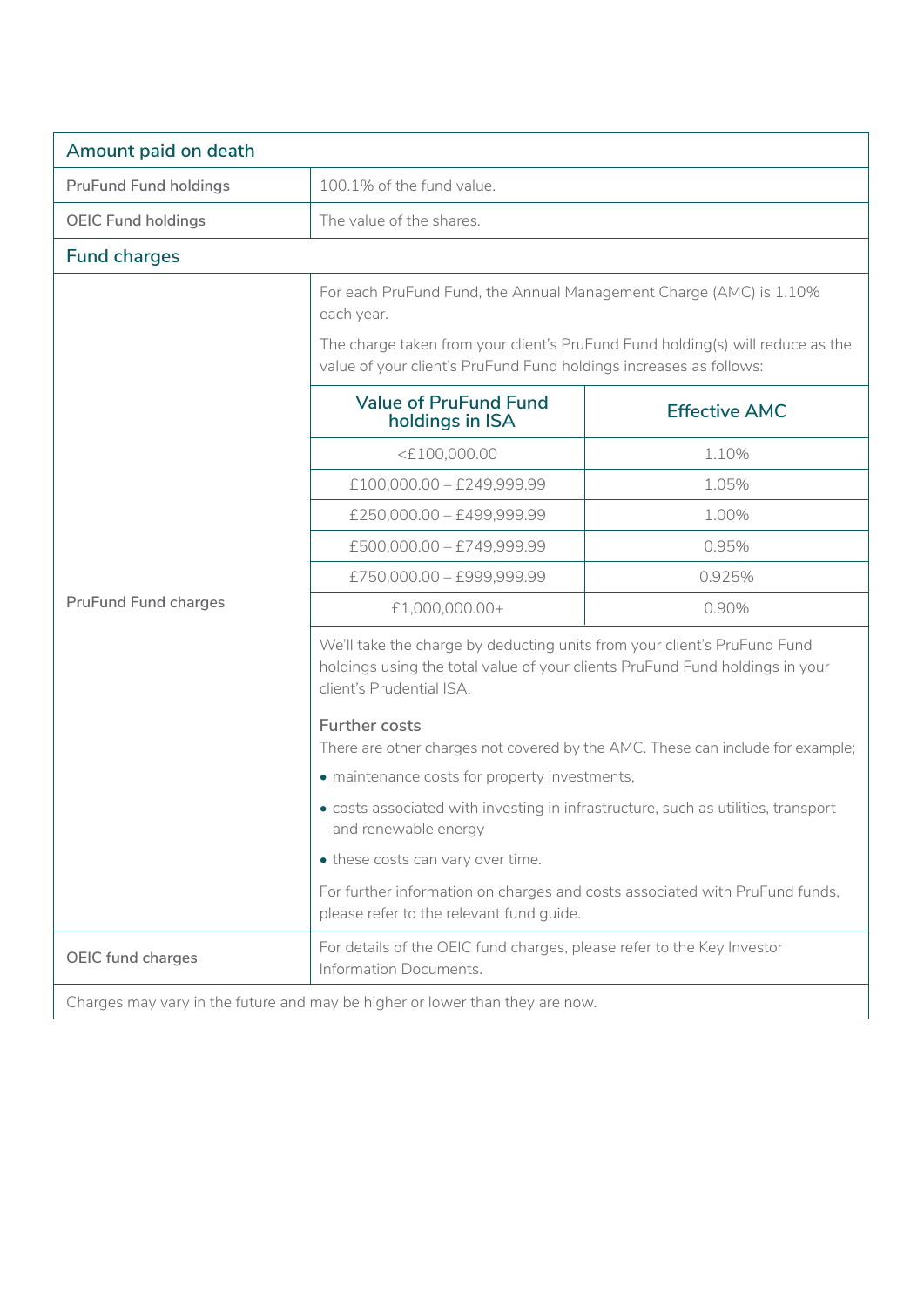## Amount paid on death

| | |
|---|---|
| PruFund Fund holdings | 100.1% of the fund value. |
| OEIC Fund holdings | The value of the shares. |

## Fund charges

**PruFund Fund charges**

For each PruFund Fund, the Annual Management Charge (AMC) is 1.10% each year.

The charge taken from your client's PruFund Fund holding(s) will reduce as the value of your client's PruFund Fund holdings increases as follows:

| Value of PruFund Fund holdings in ISA | Effective AMC |
|---|---|
| <£100,000.00 | 1.10% |
| £100,000.00 – £249,999.99 | 1.05% |
| £250,000.00 – £499,999.99 | 1.00% |
| £500,000.00 – £749,999.99 | 0.95% |
| £750,000.00 – £999,999.99 | 0.925% |
| £1,000,000.00+ | 0.90% |

We'll take the charge by deducting units from your client's PruFund Fund holdings using the total value of your clients PruFund Fund holdings in your client's Prudential ISA.

### Further costs

There are other charges not covered by the AMC. These can include for example;

- maintenance costs for property investments,
- costs associated with investing in infrastructure, such as utilities, transport and renewable energy
- these costs can vary over time.

For further information on charges and costs associated with PruFund funds, please refer to the relevant fund guide.

**OEIC fund charges**

For details of the OEIC fund charges, please refer to the Key Investor Information Documents.

Charges may vary in the future and may be higher or lower than they are now.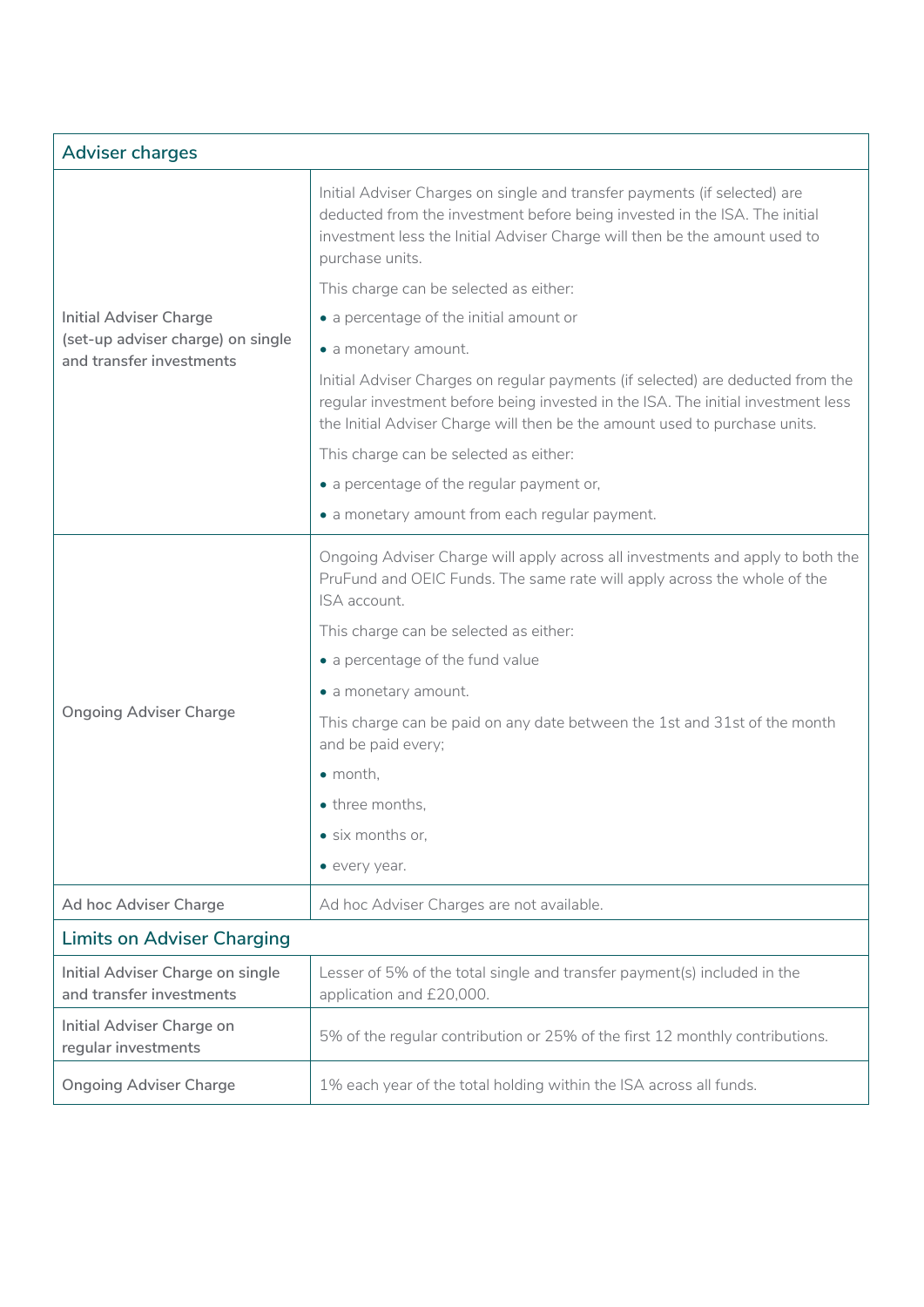| Adviser charges | |
|---|---|
| Initial Adviser Charge (set-up adviser charge) on single and transfer investments | Initial Adviser Charges on single and transfer payments (if selected) are deducted from the investment before being invested in the ISA. The initial investment less the Initial Adviser Charge will then be the amount used to purchase units.<br><br>This charge can be selected as either:<br>• a percentage of the initial amount or<br>• a monetary amount.<br><br>Initial Adviser Charges on regular payments (if selected) are deducted from the regular investment before being invested in the ISA. The initial investment less the Initial Adviser Charge will then be the amount used to purchase units.<br><br>This charge can be selected as either:<br>• a percentage of the regular payment or,<br>• a monetary amount from each regular payment. |
| Ongoing Adviser Charge | Ongoing Adviser Charge will apply across all investments and apply to both the PruFund and OEIC Funds. The same rate will apply across the whole of the ISA account.<br><br>This charge can be selected as either:<br>• a percentage of the fund value<br>• a monetary amount.<br><br>This charge can be paid on any date between the 1st and 31st of the month and be paid every;<br>• month,<br>• three months,<br>• six months or,<br>• every year. |
| Ad hoc Adviser Charge | Ad hoc Adviser Charges are not available. |
| **Limits on Adviser Charging** | |
| Initial Adviser Charge on single and transfer investments | Lesser of 5% of the total single and transfer payment(s) included in the application and £20,000. |
| Initial Adviser Charge on regular investments | 5% of the regular contribution or 25% of the first 12 monthly contributions. |
| Ongoing Adviser Charge | 1% each year of the total holding within the ISA across all funds. |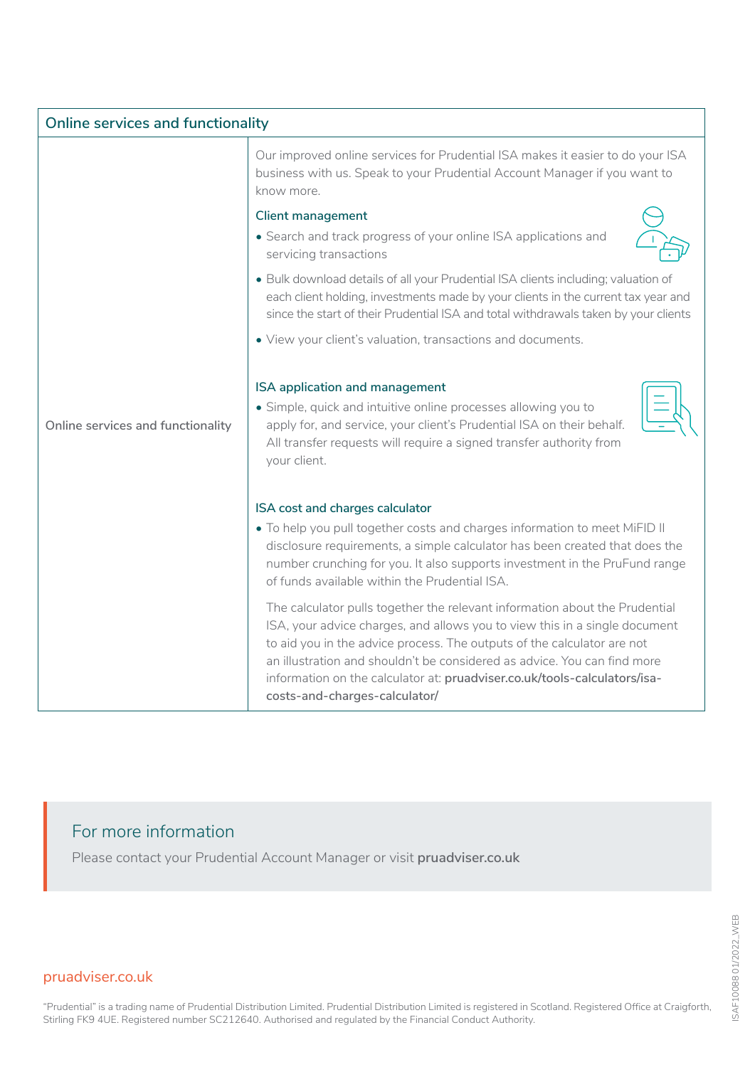| Online services and functionality | |
|---|---|
| Online services and functionality | Our improved online services for Prudential ISA makes it easier to do your ISA business with us. Speak to your Prudential Account Manager if you want to know more.<br><br>**Client management**<br>• Search and track progress of your online ISA applications and servicing transactions<br>• Bulk download details of all your Prudential ISA clients including; valuation of each client holding, investments made by your clients in the current tax year and since the start of their Prudential ISA and total withdrawals taken by your clients<br>• View your client's valuation, transactions and documents.<br><br>**ISA application and management**<br>• Simple, quick and intuitive online processes allowing you to apply for, and service, your client's Prudential ISA on their behalf. All transfer requests will require a signed transfer authority from your client.<br><br>**ISA cost and charges calculator**<br>• To help you pull together costs and charges information to meet MiFID II disclosure requirements, a simple calculator has been created that does the number crunching for you. It also supports investment in the PruFund range of funds available within the Prudential ISA.<br><br>The calculator pulls together the relevant information about the Prudential ISA, your advice charges, and allows you to view this in a single document to aid you in the advice process. The outputs of the calculator are not an illustration and shouldn't be considered as advice. You can find more information on the calculator at: **pruadviser.co.uk/tools-calculators/isa-costs-and-charges-calculator/** |

## For more information

Please contact your Prudential Account Manager or visit **pruadviser.co.uk**

pruadviser.co.uk

"Prudential" is a trading name of Prudential Distribution Limited. Prudential Distribution Limited is registered in Scotland. Registered Office at Craigforth, Stirling FK9 4UE. Registered number SC212640. Authorised and regulated by the Financial Conduct Authority.

ISAF10088 01/2022_WEB